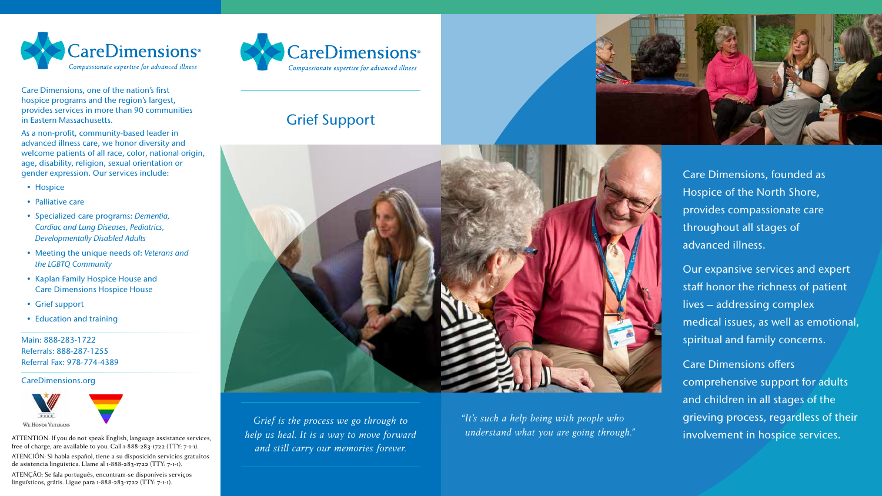CareDimensions®

*Compassionate expertise for advanced illness*

Care Dimensions, one of the nation's first hospice programs and the region's largest, provides services in more than 90 communities in Eastern Massachusetts.

As a non-profit, community-based leader in advanced illness care, we honor diversity and welcome patients of all race, color, national origin, age, disability, religion, sexual orientation or gender expression. Our services include:

- Hospice
- Palliative care
- Specialized care programs: *Dementia, Cardiac and Lung Diseases, Pediatrics, Developmentally Disabled Adults*
- Meeting the unique needs of: *Veterans and the LGBTQ Community*
- Kaplan Family Hospice House and Care Dimensions Hospice House
- Grief support
- Education and training

Main: 888-283-1722
Referrals: 888-287-1255
Referral Fax: 978-774-4389

CareDimensions.org

We Honor Veterans

ATTENTION: If you do not speak English, language assistance services, free of charge, are available to you. Call 1-888-283-1722 (TTY: 7-1-1).

ATENCIÓN: Si habla español, tiene a su disposición servicios gratuitos de asistencia lingüística. Llame al 1-888-283-1722 (TTY: 7-1-1).

ATENÇÃO: Se fala português, encontram-se disponíveis serviços linguísticos, grátis. Ligue para 1-888-283-1722 (TTY: 7-1-1).

CareDimensions®

*Compassionate expertise for advanced illness*

# Grief Support

*Grief is the process we go through to help us heal. It is a way to move forward and still carry our memories forever.*

*"It's such a help being with people who understand what you are going through."*

Care Dimensions, founded as Hospice of the North Shore, provides compassionate care throughout all stages of advanced illness.

Our expansive services and expert staff honor the richness of patient lives – addressing complex medical issues, as well as emotional, spiritual and family concerns.

Care Dimensions offers comprehensive support for adults and children in all stages of the grieving process, regardless of their involvement in hospice services.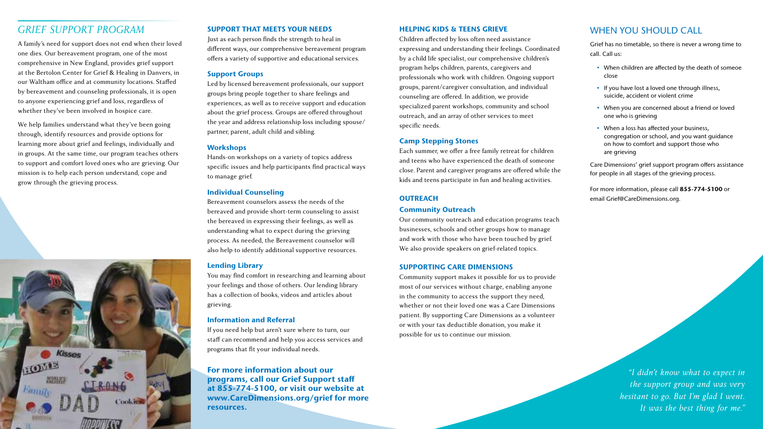## GRIEF SUPPORT PROGRAM

A family's need for support does not end when their loved one dies. Our bereavement program, one of the most comprehensive in New England, provides grief support at the Bertolon Center for Grief & Healing in Danvers, in our Waltham office and at community locations. Staffed by bereavement and counseling professionals, it is open to anyone experiencing grief and loss, regardless of whether they've been involved in hospice care.

We help families understand what they've been going through, identify resources and provide options for learning more about grief and feelings, individually and in groups. At the same time, our program teaches others to support and comfort loved ones who are grieving. Our mission is to help each person understand, cope and grow through the grieving process.

### SUPPORT THAT MEETS YOUR NEEDS

Just as each person finds the strength to heal in different ways, our comprehensive bereavement program offers a variety of supportive and educational services.

#### Support Groups

Led by licensed bereavement professionals, our support groups bring people together to share feelings and experiences, as well as to receive support and education about the grief process. Groups are offered throughout the year and address relationship loss including spouse/partner, parent, adult child and sibling.

#### Workshops

Hands-on workshops on a variety of topics address specific issues and help participants find practical ways to manage grief.

#### Individual Counseling

Bereavement counselors assess the needs of the bereaved and provide short-term counseling to assist the bereaved in expressing their feelings, as well as understanding what to expect during the grieving process. As needed, the Bereavement counselor will also help to identify additional supportive resources.

#### Lending Library

You may find comfort in researching and learning about your feelings and those of others. Our lending library has a collection of books, videos and articles about grieving.

#### Information and Referral

If you need help but aren't sure where to turn, our staff can recommend and help you access services and programs that fit your individual needs.

**For more information about our programs, call our Grief Support staff at 855-774-5100, or visit our website at www.CareDimensions.org/grief for more resources.**

### HELPING KIDS & TEENS GRIEVE

Children affected by loss often need assistance expressing and understanding their feelings. Coordinated by a child life specialist, our comprehensive children's program helps children, parents, caregivers and professionals who work with children. Ongoing support groups, parent/caregiver consultation, and individual counseling are offered. In addition, we provide specialized parent workshops, community and school outreach, and an array of other services to meet specific needs.

#### Camp Stepping Stones

Each summer, we offer a free family retreat for children and teens who have experienced the death of someone close. Parent and caregiver programs are offered while the kids and teens participate in fun and healing activities.

### OUTREACH

#### Community Outreach

Our community outreach and education programs teach businesses, schools and other groups how to manage and work with those who have been touched by grief. We also provide speakers on grief-related topics.

### SUPPORTING CARE DIMENSIONS

Community support makes it possible for us to provide most of our services without charge, enabling anyone in the community to access the support they need, whether or not their loved one was a Care Dimensions patient. By supporting Care Dimensions as a volunteer or with your tax deductible donation, you make it possible for us to continue our mission.

## WHEN YOU SHOULD CALL

Grief has no timetable, so there is never a wrong time to call. Call us:

- When children are affected by the death of someoe close
- If you have lost a loved one through illness, suicide, accident or violent crime
- When you are concerned about a friend or loved one who is grieving
- When a loss has affected your business, congregation or school, and you want guidance on how to comfort and support those who are grieving

Care Dimensions' grief support program offers assistance for people in all stages of the grieving process.

For more information, please call **855-774-5100** or email Grief@CareDimensions.org.

*"I didn't know what to expect in the support group and was very hesitant to go. But I'm glad I went. It was the best thing for me."*